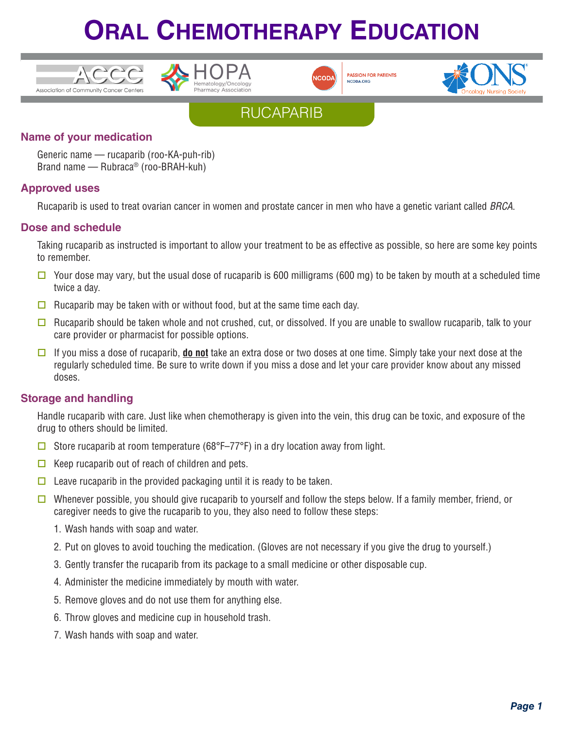# Oral Chemotherapy Education

ACCC Association of Community Cancer Centers | HOPA Hematology/Oncology Pharmacy Association | NCODA PASSION FOR PATIENTS NCODA.ORG | ONS Oncology Nursing Society

## RUCAPARIB

### Name of your medication

Generic name — rucaparib (roo-KA-puh-rib)
Brand name — Rubraca® (roo-BRAH-kuh)

### Approved uses

Rucaparib is used to treat ovarian cancer in women and prostate cancer in men who have a genetic variant called *BRCA*.

### Dose and schedule

Taking rucaparib as instructed is important to allow your treatment to be as effective as possible, so here are some key points to remember.

- ☐ Your dose may vary, but the usual dose of rucaparib is 600 milligrams (600 mg) to be taken by mouth at a scheduled time twice a day.
- ☐ Rucaparib may be taken with or without food, but at the same time each day.
- ☐ Rucaparib should be taken whole and not crushed, cut, or dissolved. If you are unable to swallow rucaparib, talk to your care provider or pharmacist for possible options.
- ☐ If you miss a dose of rucaparib, **do not** take an extra dose or two doses at one time. Simply take your next dose at the regularly scheduled time. Be sure to write down if you miss a dose and let your care provider know about any missed doses.

### Storage and handling

Handle rucaparib with care. Just like when chemotherapy is given into the vein, this drug can be toxic, and exposure of the drug to others should be limited.

- ☐ Store rucaparib at room temperature (68°F–77°F) in a dry location away from light.
- ☐ Keep rucaparib out of reach of children and pets.
- ☐ Leave rucaparib in the provided packaging until it is ready to be taken.
- ☐ Whenever possible, you should give rucaparib to yourself and follow the steps below. If a family member, friend, or caregiver needs to give the rucaparib to you, they also need to follow these steps:
  1. Wash hands with soap and water.
  2. Put on gloves to avoid touching the medication. (Gloves are not necessary if you give the drug to yourself.)
  3. Gently transfer the rucaparib from its package to a small medicine or other disposable cup.
  4. Administer the medicine immediately by mouth with water.
  5. Remove gloves and do not use them for anything else.
  6. Throw gloves and medicine cup in household trash.
  7. Wash hands with soap and water.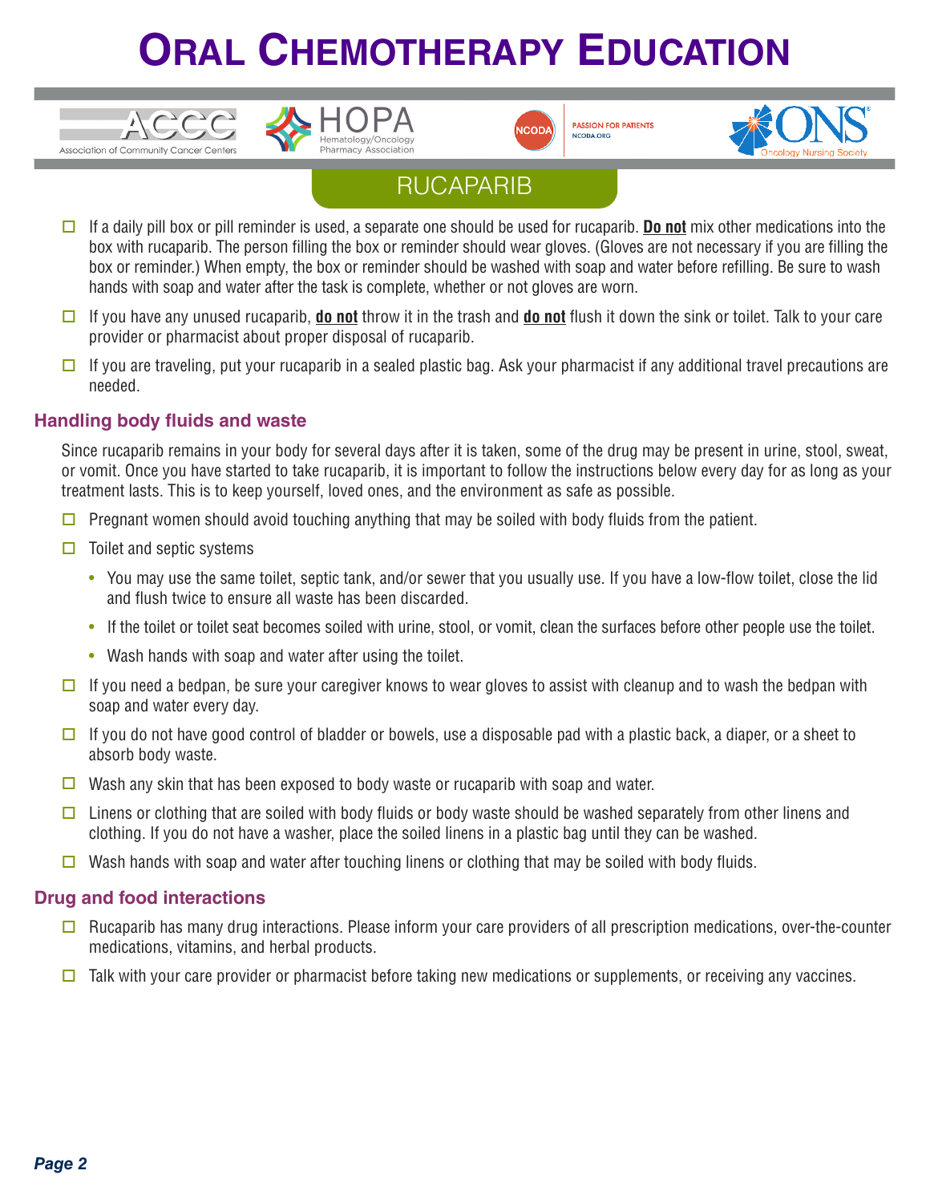# Oral Chemotherapy Education

## RUCAPARIB

- ☐ If a daily pill box or pill reminder is used, a separate one should be used for rucaparib. **Do not** mix other medications into the box with rucaparib. The person filling the box or reminder should wear gloves. (Gloves are not necessary if you are filling the box or reminder.) When empty, the box or reminder should be washed with soap and water before refilling. Be sure to wash hands with soap and water after the task is complete, whether or not gloves are worn.
- ☐ If you have any unused rucaparib, **do not** throw it in the trash and **do not** flush it down the sink or toilet. Talk to your care provider or pharmacist about proper disposal of rucaparib.
- ☐ If you are traveling, put your rucaparib in a sealed plastic bag. Ask your pharmacist if any additional travel precautions are needed.

### Handling body fluids and waste

Since rucaparib remains in your body for several days after it is taken, some of the drug may be present in urine, stool, sweat, or vomit. Once you have started to take rucaparib, it is important to follow the instructions below every day for as long as your treatment lasts. This is to keep yourself, loved ones, and the environment as safe as possible.

- ☐ Pregnant women should avoid touching anything that may be soiled with body fluids from the patient.
- ☐ Toilet and septic systems
  - You may use the same toilet, septic tank, and/or sewer that you usually use. If you have a low-flow toilet, close the lid and flush twice to ensure all waste has been discarded.
  - If the toilet or toilet seat becomes soiled with urine, stool, or vomit, clean the surfaces before other people use the toilet.
  - Wash hands with soap and water after using the toilet.
- ☐ If you need a bedpan, be sure your caregiver knows to wear gloves to assist with cleanup and to wash the bedpan with soap and water every day.
- ☐ If you do not have good control of bladder or bowels, use a disposable pad with a plastic back, a diaper, or a sheet to absorb body waste.
- ☐ Wash any skin that has been exposed to body waste or rucaparib with soap and water.
- ☐ Linens or clothing that are soiled with body fluids or body waste should be washed separately from other linens and clothing. If you do not have a washer, place the soiled linens in a plastic bag until they can be washed.
- ☐ Wash hands with soap and water after touching linens or clothing that may be soiled with body fluids.

### Drug and food interactions

- ☐ Rucaparib has many drug interactions. Please inform your care providers of all prescription medications, over-the-counter medications, vitamins, and herbal products.
- ☐ Talk with your care provider or pharmacist before taking new medications or supplements, or receiving any vaccines.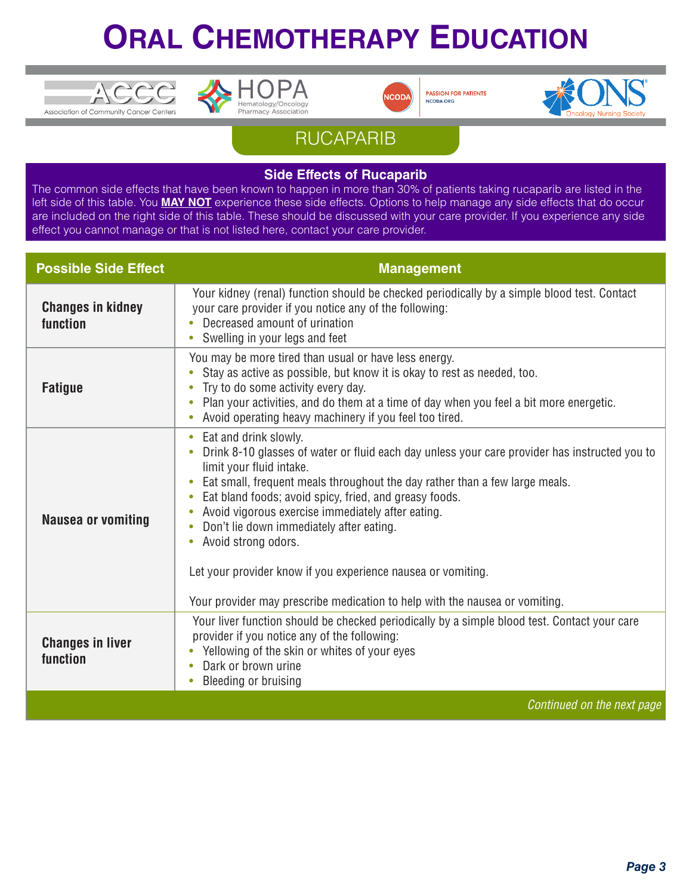# ORAL CHEMOTHERAPY EDUCATION

## RUCAPARIB

### Side Effects of Rucaparib

The common side effects that have been known to happen in more than 30% of patients taking rucaparib are listed in the left side of this table. You **MAY NOT** experience these side effects. Options to help manage any side effects that do occur are included on the right side of this table. These should be discussed with your care provider. If you experience any side effect you cannot manage or that is not listed here, contact your care provider.

| Possible Side Effect | Management |
|---|---|
| **Changes in kidney function** | Your kidney (renal) function should be checked periodically by a simple blood test. Contact your care provider if you notice any of the following:<br>• Decreased amount of urination<br>• Swelling in your legs and feet |
| **Fatigue** | You may be more tired than usual or have less energy.<br>• Stay as active as possible, but know it is okay to rest as needed, too.<br>• Try to do some activity every day.<br>• Plan your activities, and do them at a time of day when you feel a bit more energetic.<br>• Avoid operating heavy machinery if you feel too tired. |
| **Nausea or vomiting** | • Eat and drink slowly.<br>• Drink 8-10 glasses of water or fluid each day unless your care provider has instructed you to limit your fluid intake.<br>• Eat small, frequent meals throughout the day rather than a few large meals.<br>• Eat bland foods; avoid spicy, fried, and greasy foods.<br>• Avoid vigorous exercise immediately after eating.<br>• Don't lie down immediately after eating.<br>• Avoid strong odors.<br><br>Let your provider know if you experience nausea or vomiting.<br><br>Your provider may prescribe medication to help with the nausea or vomiting. |
| **Changes in liver function** | Your liver function should be checked periodically by a simple blood test. Contact your care provider if you notice any of the following:<br>• Yellowing of the skin or whites of your eyes<br>• Dark or brown urine<br>• Bleeding or bruising |

*Continued on the next page*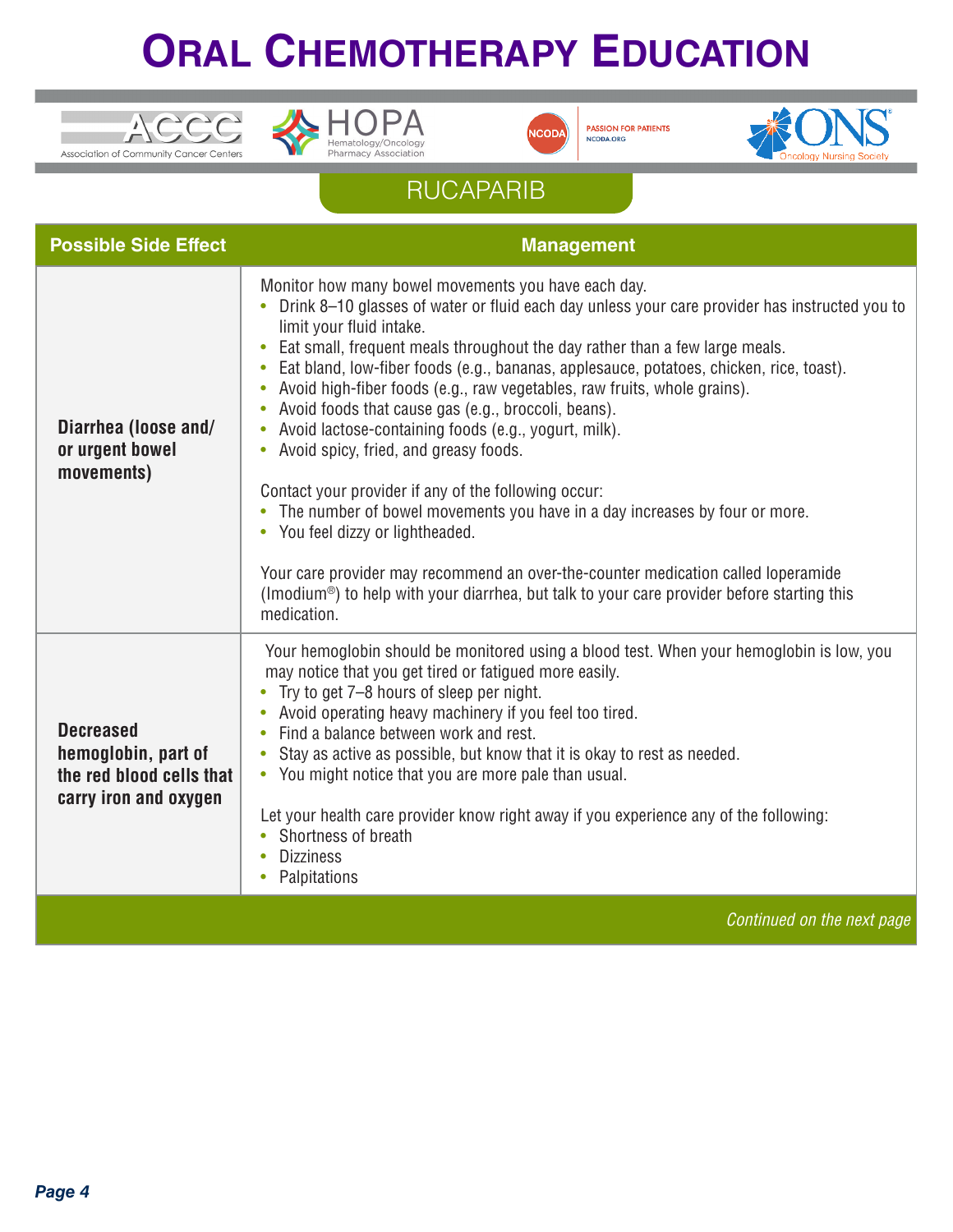# Oral Chemotherapy Education

## RUCAPARIB

| Possible Side Effect | Management |
|---|---|
| **Diarrhea (loose and/ or urgent bowel movements)** | Monitor how many bowel movements you have each day.<br>• Drink 8–10 glasses of water or fluid each day unless your care provider has instructed you to limit your fluid intake.<br>• Eat small, frequent meals throughout the day rather than a few large meals.<br>• Eat bland, low-fiber foods (e.g., bananas, applesauce, potatoes, chicken, rice, toast).<br>• Avoid high-fiber foods (e.g., raw vegetables, raw fruits, whole grains).<br>• Avoid foods that cause gas (e.g., broccoli, beans).<br>• Avoid lactose-containing foods (e.g., yogurt, milk).<br>• Avoid spicy, fried, and greasy foods.<br><br>Contact your provider if any of the following occur:<br>• The number of bowel movements you have in a day increases by four or more.<br>• You feel dizzy or lightheaded.<br><br>Your care provider may recommend an over-the-counter medication called loperamide (Imodium®) to help with your diarrhea, but talk to your care provider before starting this medication. |
| **Decreased hemoglobin, part of the red blood cells that carry iron and oxygen** | Your hemoglobin should be monitored using a blood test. When your hemoglobin is low, you may notice that you get tired or fatigued more easily.<br>• Try to get 7–8 hours of sleep per night.<br>• Avoid operating heavy machinery if you feel too tired.<br>• Find a balance between work and rest.<br>• Stay as active as possible, but know that it is okay to rest as needed.<br>• You might notice that you are more pale than usual.<br><br>Let your health care provider know right away if you experience any of the following:<br>• Shortness of breath<br>• Dizziness<br>• Palpitations |

*Continued on the next page*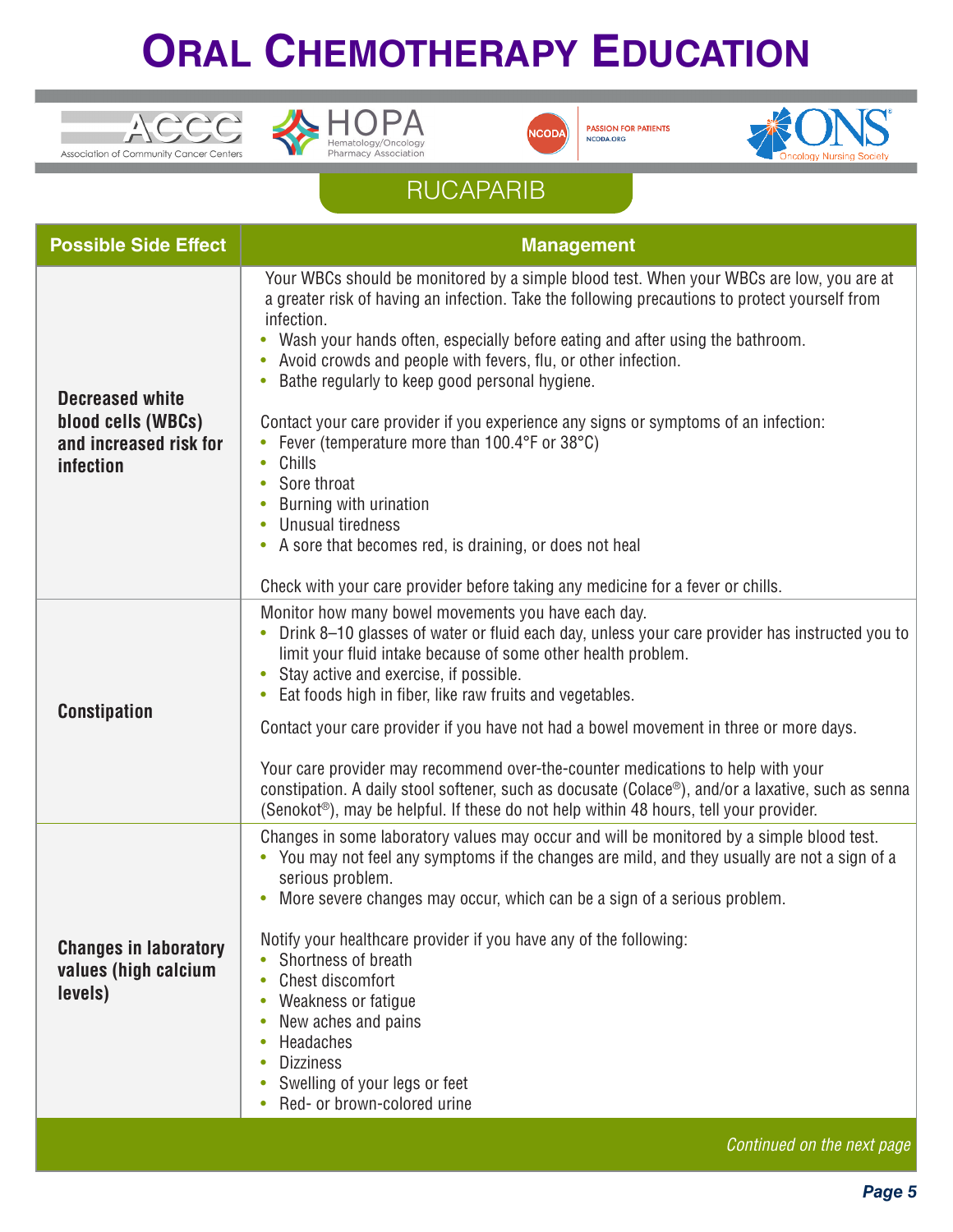# Oral Chemotherapy Education

## RUCAPARIB

| Possible Side Effect | Management |
|---|---|
| **Decreased white blood cells (WBCs) and increased risk for infection** | Your WBCs should be monitored by a simple blood test. When your WBCs are low, you are at a greater risk of having an infection. Take the following precautions to protect yourself from infection.<br>• Wash your hands often, especially before eating and after using the bathroom.<br>• Avoid crowds and people with fevers, flu, or other infection.<br>• Bathe regularly to keep good personal hygiene.<br><br>Contact your care provider if you experience any signs or symptoms of an infection:<br>• Fever (temperature more than 100.4°F or 38°C)<br>• Chills<br>• Sore throat<br>• Burning with urination<br>• Unusual tiredness<br>• A sore that becomes red, is draining, or does not heal<br><br>Check with your care provider before taking any medicine for a fever or chills. |
| **Constipation** | Monitor how many bowel movements you have each day.<br>• Drink 8–10 glasses of water or fluid each day, unless your care provider has instructed you to limit your fluid intake because of some other health problem.<br>• Stay active and exercise, if possible.<br>• Eat foods high in fiber, like raw fruits and vegetables.<br><br>Contact your care provider if you have not had a bowel movement in three or more days.<br><br>Your care provider may recommend over-the-counter medications to help with your constipation. A daily stool softener, such as docusate (Colace®), and/or a laxative, such as senna (Senokot®), may be helpful. If these do not help within 48 hours, tell your provider. |
| **Changes in laboratory values (high calcium levels)** | Changes in some laboratory values may occur and will be monitored by a simple blood test.<br>• You may not feel any symptoms if the changes are mild, and they usually are not a sign of a serious problem.<br>• More severe changes may occur, which can be a sign of a serious problem.<br><br>Notify your healthcare provider if you have any of the following:<br>• Shortness of breath<br>• Chest discomfort<br>• Weakness or fatigue<br>• New aches and pains<br>• Headaches<br>• Dizziness<br>• Swelling of your legs or feet<br>• Red- or brown-colored urine |

*Continued on the next page*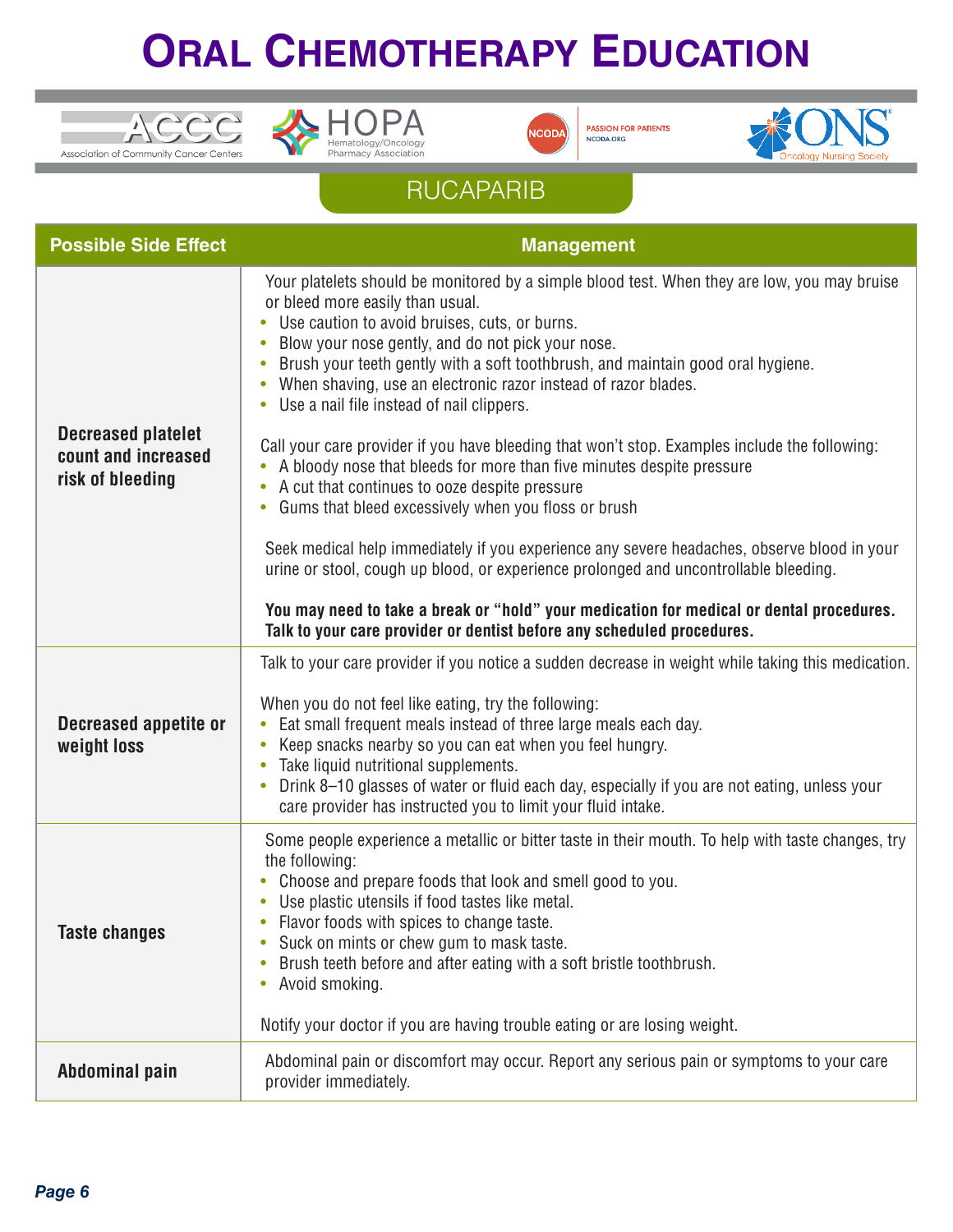# Oral Chemotherapy Education

ACCC Association of Community Cancer Centers | HOPA Hematology/Oncology Pharmacy Association | NCODA Passion for Patients NCODA.ORG | ONS Oncology Nursing Society

## RUCAPARIB

| Possible Side Effect | Management |
|---|---|
| **Decreased platelet count and increased risk of bleeding** | Your platelets should be monitored by a simple blood test. When they are low, you may bruise or bleed more easily than usual.<br>• Use caution to avoid bruises, cuts, or burns.<br>• Blow your nose gently, and do not pick your nose.<br>• Brush your teeth gently with a soft toothbrush, and maintain good oral hygiene.<br>• When shaving, use an electronic razor instead of razor blades.<br>• Use a nail file instead of nail clippers.<br><br>Call your care provider if you have bleeding that won't stop. Examples include the following:<br>• A bloody nose that bleeds for more than five minutes despite pressure<br>• A cut that continues to ooze despite pressure<br>• Gums that bleed excessively when you floss or brush<br><br>Seek medical help immediately if you experience any severe headaches, observe blood in your urine or stool, cough up blood, or experience prolonged and uncontrollable bleeding.<br><br>**You may need to take a break or "hold" your medication for medical or dental procedures. Talk to your care provider or dentist before any scheduled procedures.** |
| **Decreased appetite or weight loss** | Talk to your care provider if you notice a sudden decrease in weight while taking this medication.<br><br>When you do not feel like eating, try the following:<br>• Eat small frequent meals instead of three large meals each day.<br>• Keep snacks nearby so you can eat when you feel hungry.<br>• Take liquid nutritional supplements.<br>• Drink 8–10 glasses of water or fluid each day, especially if you are not eating, unless your care provider has instructed you to limit your fluid intake. |
| **Taste changes** | Some people experience a metallic or bitter taste in their mouth. To help with taste changes, try the following:<br>• Choose and prepare foods that look and smell good to you.<br>• Use plastic utensils if food tastes like metal.<br>• Flavor foods with spices to change taste.<br>• Suck on mints or chew gum to mask taste.<br>• Brush teeth before and after eating with a soft bristle toothbrush.<br>• Avoid smoking.<br><br>Notify your doctor if you are having trouble eating or are losing weight. |
| **Abdominal pain** | Abdominal pain or discomfort may occur. Report any serious pain or symptoms to your care provider immediately. |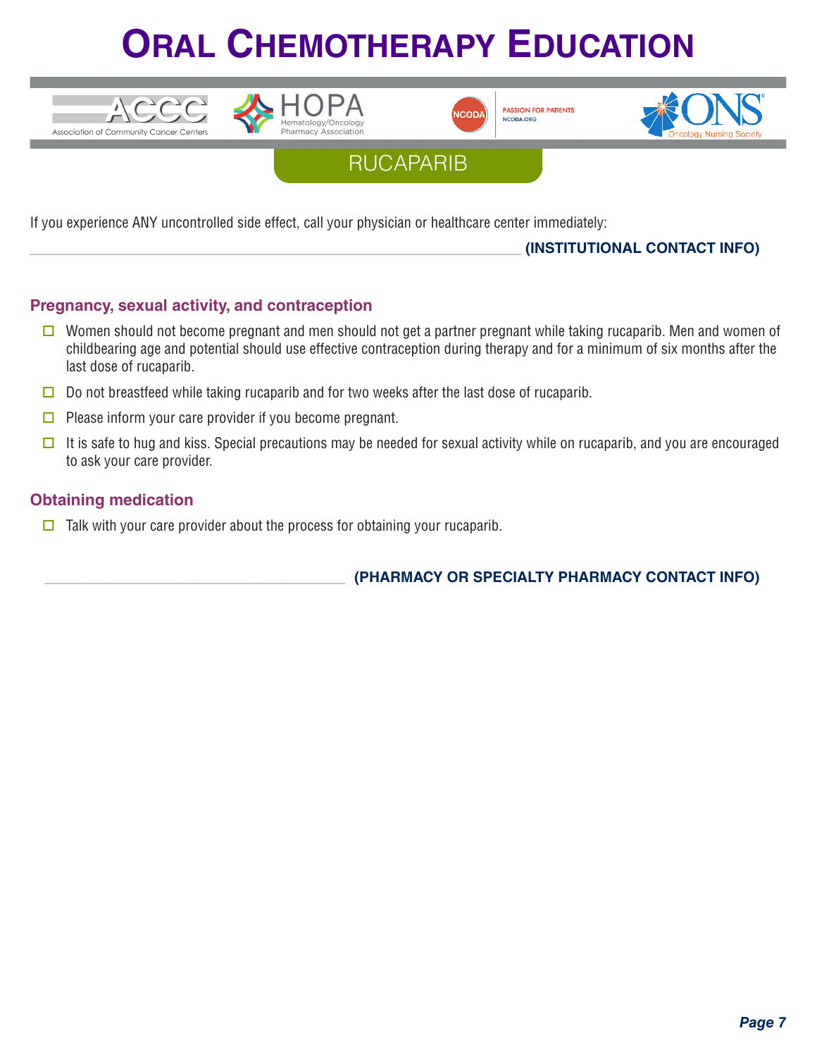# ORAL CHEMOTHERAPY EDUCATION

## RUCAPARIB

If you experience ANY uncontrolled side effect, call your physician or healthcare center immediately:

\_\_\_\_\_\_\_\_\_\_\_\_\_\_\_\_\_\_\_\_\_\_\_\_\_\_\_\_\_\_\_\_\_\_\_\_\_\_\_\_\_\_\_\_\_\_\_\_\_\_\_\_\_\_\_\_\_\_\_\_ **(INSTITUTIONAL CONTACT INFO)**

### Pregnancy, sexual activity, and contraception

- ☐ Women should not become pregnant and men should not get a partner pregnant while taking rucaparib. Men and women of childbearing age and potential should use effective contraception during therapy and for a minimum of six months after the last dose of rucaparib.
- ☐ Do not breastfeed while taking rucaparib and for two weeks after the last dose of rucaparib.
- ☐ Please inform your care provider if you become pregnant.
- ☐ It is safe to hug and kiss. Special precautions may be needed for sexual activity while on rucaparib, and you are encouraged to ask your care provider.

### Obtaining medication

- ☐ Talk with your care provider about the process for obtaining your rucaparib.

\_\_\_\_\_\_\_\_\_\_\_\_\_\_\_\_\_\_\_\_\_\_\_\_\_\_\_\_\_\_\_\_\_\_\_\_\_\_\_\_ **(PHARMACY OR SPECIALTY PHARMACY CONTACT INFO)**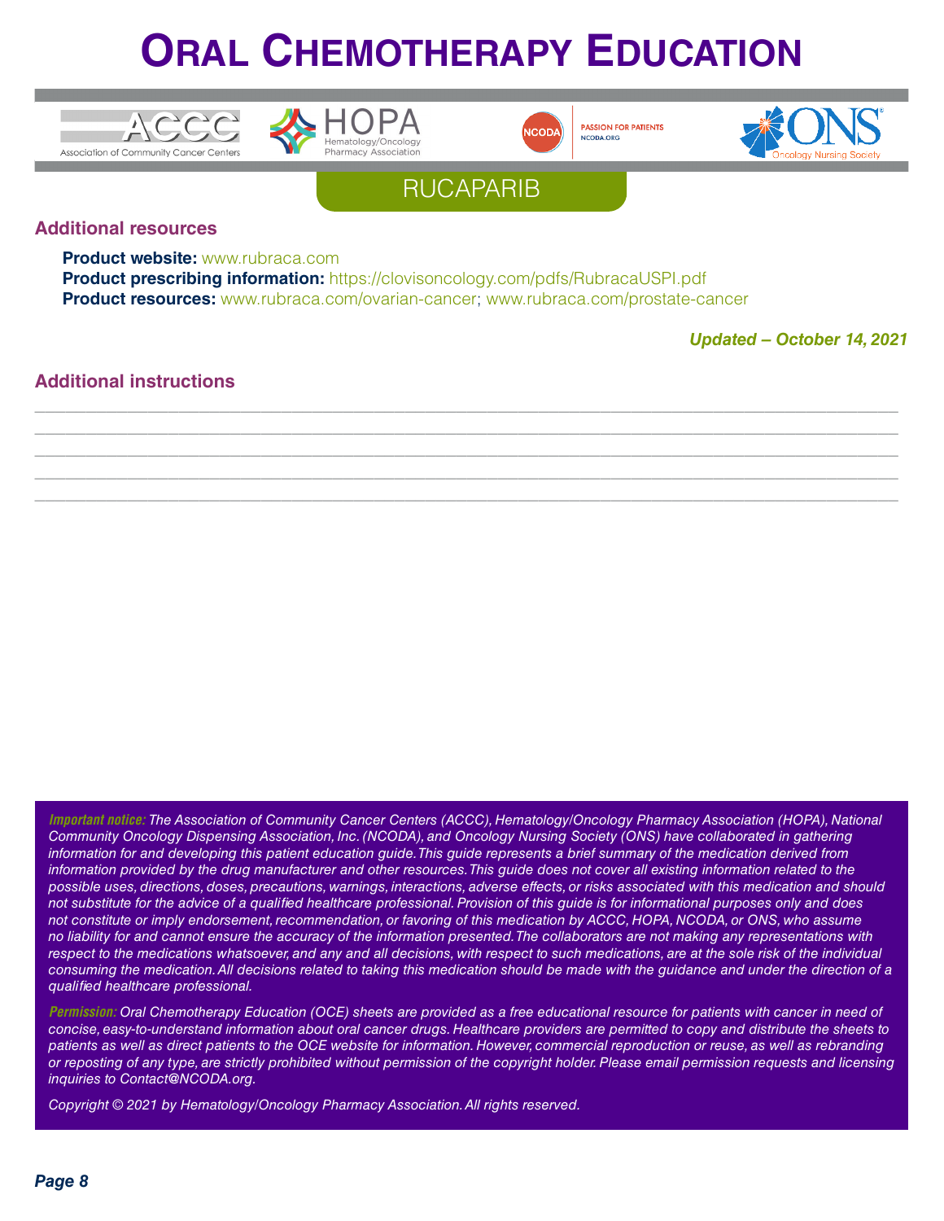# ORAL CHEMOTHERAPY EDUCATION

## RUCAPARIB

### Additional resources

**Product website:** www.rubraca.com
**Product prescribing information:** https://clovisoncology.com/pdfs/RubracaUSPI.pdf
**Product resources:** www.rubraca.com/ovarian-cancer; www.rubraca.com/prostate-cancer

***Updated – October 14, 2021***

### Additional instructions

______________________________________________________________________________
______________________________________________________________________________
______________________________________________________________________________
______________________________________________________________________________
______________________________________________________________________________

***Important notice:*** *The Association of Community Cancer Centers (ACCC), Hematology/Oncology Pharmacy Association (HOPA), National Community Oncology Dispensing Association, Inc. (NCODA), and Oncology Nursing Society (ONS) have collaborated in gathering information for and developing this patient education guide. This guide represents a brief summary of the medication derived from information provided by the drug manufacturer and other resources. This guide does not cover all existing information related to the possible uses, directions, doses, precautions, warnings, interactions, adverse effects, or risks associated with this medication and should not substitute for the advice of a qualified healthcare professional. Provision of this guide is for informational purposes only and does not constitute or imply endorsement, recommendation, or favoring of this medication by ACCC, HOPA, NCODA, or ONS, who assume no liability for and cannot ensure the accuracy of the information presented. The collaborators are not making any representations with respect to the medications whatsoever, and any and all decisions, with respect to such medications, are at the sole risk of the individual consuming the medication. All decisions related to taking this medication should be made with the guidance and under the direction of a qualified healthcare professional.*

***Permission:*** *Oral Chemotherapy Education (OCE) sheets are provided as a free educational resource for patients with cancer in need of concise, easy-to-understand information about oral cancer drugs. Healthcare providers are permitted to copy and distribute the sheets to patients as well as direct patients to the OCE website for information. However, commercial reproduction or reuse, as well as rebranding or reposting of any type, are strictly prohibited without permission of the copyright holder. Please email permission requests and licensing inquiries to Contact@NCODA.org.*

*Copyright © 2021 by Hematology/Oncology Pharmacy Association. All rights reserved.*